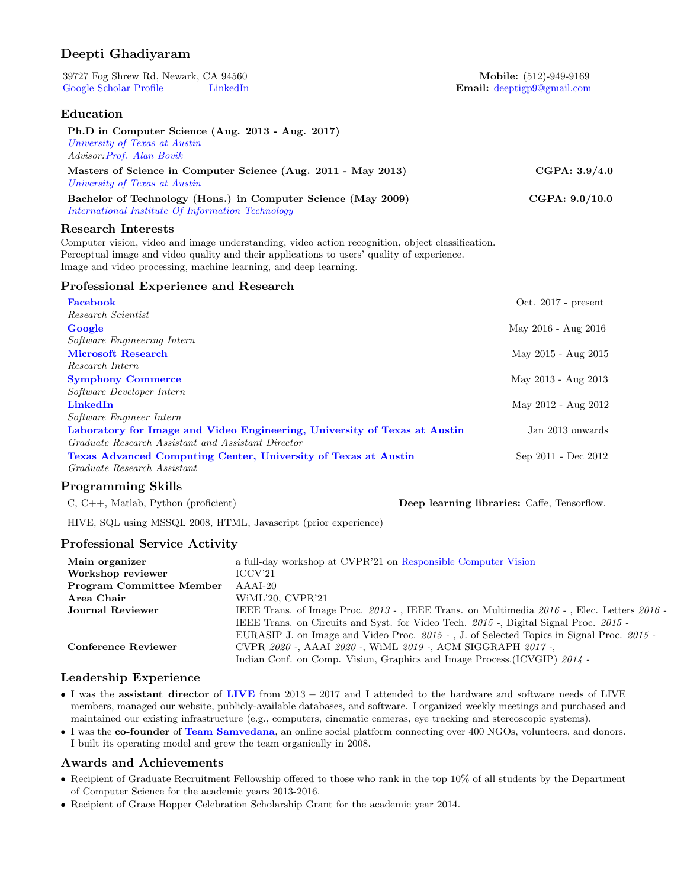# Deepti Ghadiyaram

39727 Fog Shrew Rd, Newark, CA 94560
Google Scholar Profile | LinkedIn

**Mobile:** (512)-949-9169
**Email:** deeptigp9@gmail.com

## Education

**Ph.D in Computer Science (Aug. 2013 - Aug. 2017)**
*University of Texas at Austin*
*Advisor: Prof. Alan Bovik*

**Masters of Science in Computer Science (Aug. 2011 - May 2013)** — **CGPA: 3.9/4.0**
*University of Texas at Austin*

**Bachelor of Technology (Hons.) in Computer Science (May 2009)** — **CGPA: 9.0/10.0**
*International Institute Of Information Technology*

## Research Interests

Computer vision, video and image understanding, video action recognition, object classification.
Perceptual image and video quality and their applications to users' quality of experience.
Image and video processing, machine learning, and deep learning.

## Professional Experience and Research

**Facebook** — Oct. 2017 - present
*Research Scientist*

**Google** — May 2016 - Aug 2016
*Software Engineering Intern*

**Microsoft Research** — May 2015 - Aug 2015
*Research Intern*

**Symphony Commerce** — May 2013 - Aug 2013
*Software Developer Intern*

**LinkedIn** — May 2012 - Aug 2012
*Software Engineer Intern*

**Laboratory for Image and Video Engineering, University of Texas at Austin** — Jan 2013 onwards
*Graduate Research Assistant and Assistant Director*

**Texas Advanced Computing Center, University of Texas at Austin** — Sep 2011 - Dec 2012
*Graduate Research Assistant*

## Programming Skills

C, C++, Matlab, Python (proficient) — **Deep learning libraries:** Caffe, Tensorflow.

HIVE, SQL using MSSQL 2008, HTML, Javascript (prior experience)

## Professional Service Activity

| | |
|---|---|
| **Main organizer** | a full-day workshop at CVPR'21 on Responsible Computer Vision |
| **Workshop reviewer** | ICCV'21 |
| **Program Committee Member** | AAAI-20 |
| **Area Chair** | WiML'20, CVPR'21 |
| **Journal Reviewer** | IEEE Trans. of Image Proc. *2013* - , IEEE Trans. on Multimedia *2016* - , Elec. Letters *2016* - IEEE Trans. on Circuits and Syst. for Video Tech. *2015* -, Digital Signal Proc. *2015* - EURASIP J. on Image and Video Proc. *2015* - , J. of Selected Topics in Signal Proc. *2015* - |
| **Conference Reviewer** | CVPR *2020* -, AAAI *2020* -, WiML *2019* -, ACM SIGGRAPH *2017* -, Indian Conf. on Comp. Vision, Graphics and Image Process.(ICVGIP) *2014* - |

## Leadership Experience

- I was the **assistant director** of **LIVE** from 2013 − 2017 and I attended to the hardware and software needs of LIVE members, managed our website, publicly-available databases, and software. I organized weekly meetings and purchased and maintained our existing infrastructure (e.g., computers, cinematic cameras, eye tracking and stereoscopic systems).
- I was the **co-founder** of **Team Samvedana**, an online social platform connecting over 400 NGOs, volunteers, and donors. I built its operating model and grew the team organically in 2008.

## Awards and Achievements

- Recipient of Graduate Recruitment Fellowship offered to those who rank in the top 10% of all students by the Department of Computer Science for the academic years 2013-2016.
- Recipient of Grace Hopper Celebration Scholarship Grant for the academic year 2014.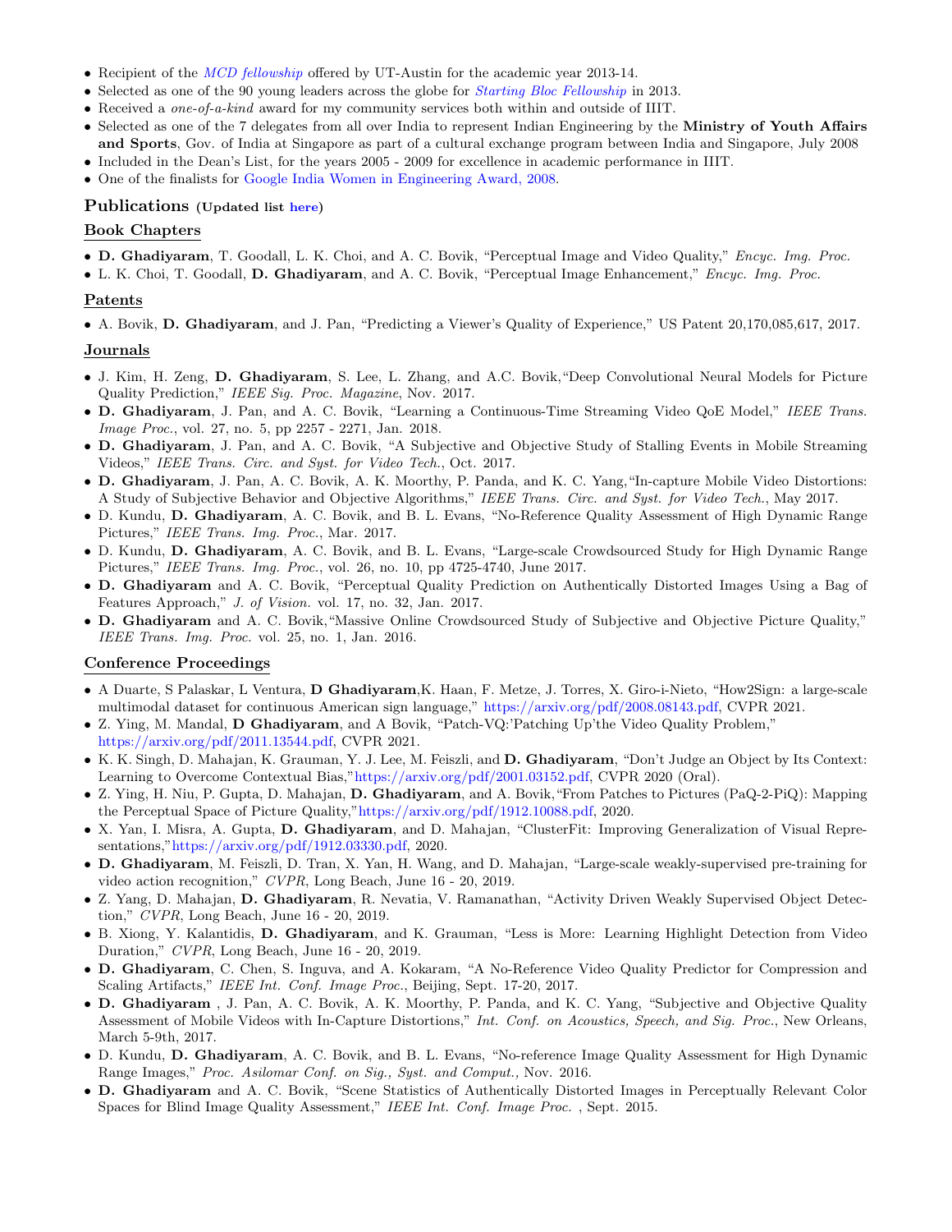- Recipient of the *MCD fellowship* offered by UT-Austin for the academic year 2013-14.
- Selected as one of the 90 young leaders across the globe for *Starting Bloc Fellowship* in 2013.
- Received a *one-of-a-kind* award for my community services both within and outside of IIIT.
- Selected as one of the 7 delegates from all over India to represent Indian Engineering by the **Ministry of Youth Affairs and Sports**, Gov. of India at Singapore as part of a cultural exchange program between India and Singapore, July 2008
- Included in the Dean's List, for the years 2005 - 2009 for excellence in academic performance in IIIT.
- One of the finalists for Google India Women in Engineering Award, 2008.

## Publications (Updated list here)

### Book Chapters

- **D. Ghadiyaram**, T. Goodall, L. K. Choi, and A. C. Bovik, "Perceptual Image and Video Quality," *Encyc. Img. Proc.*
- L. K. Choi, T. Goodall, **D. Ghadiyaram**, and A. C. Bovik, "Perceptual Image Enhancement," *Encyc. Img. Proc.*

### Patents

- A. Bovik, **D. Ghadiyaram**, and J. Pan, "Predicting a Viewer's Quality of Experience," US Patent 20,170,085,617, 2017.

### Journals

- J. Kim, H. Zeng, **D. Ghadiyaram**, S. Lee, L. Zhang, and A.C. Bovik,"Deep Convolutional Neural Models for Picture Quality Prediction," *IEEE Sig. Proc. Magazine*, Nov. 2017.
- **D. Ghadiyaram**, J. Pan, and A. C. Bovik, "Learning a Continuous-Time Streaming Video QoE Model," *IEEE Trans. Image Proc.*, vol. 27, no. 5, pp 2257 - 2271, Jan. 2018.
- **D. Ghadiyaram**, J. Pan, and A. C. Bovik, "A Subjective and Objective Study of Stalling Events in Mobile Streaming Videos," *IEEE Trans. Circ. and Syst. for Video Tech.*, Oct. 2017.
- **D. Ghadiyaram**, J. Pan, A. C. Bovik, A. K. Moorthy, P. Panda, and K. C. Yang,"In-capture Mobile Video Distortions: A Study of Subjective Behavior and Objective Algorithms," *IEEE Trans. Circ. and Syst. for Video Tech.*, May 2017.
- D. Kundu, **D. Ghadiyaram**, A. C. Bovik, and B. L. Evans, "No-Reference Quality Assessment of High Dynamic Range Pictures," *IEEE Trans. Img. Proc.*, Mar. 2017.
- D. Kundu, **D. Ghadiyaram**, A. C. Bovik, and B. L. Evans, "Large-scale Crowdsourced Study for High Dynamic Range Pictures," *IEEE Trans. Img. Proc.*, vol. 26, no. 10, pp 4725-4740, June 2017.
- **D. Ghadiyaram** and A. C. Bovik, "Perceptual Quality Prediction on Authentically Distorted Images Using a Bag of Features Approach," *J. of Vision.* vol. 17, no. 32, Jan. 2017.
- **D. Ghadiyaram** and A. C. Bovik,"Massive Online Crowdsourced Study of Subjective and Objective Picture Quality," *IEEE Trans. Img. Proc.* vol. 25, no. 1, Jan. 2016.

### Conference Proceedings

- A Duarte, S Palaskar, L Ventura, **D Ghadiyaram**,K. Haan, F. Metze, J. Torres, X. Giro-i-Nieto, "How2Sign: a large-scale multimodal dataset for continuous American sign language," https://arxiv.org/pdf/2008.08143.pdf, CVPR 2021.
- Z. Ying, M. Mandal, **D Ghadiyaram**, and A Bovik, "Patch-VQ:'Patching Up'the Video Quality Problem," https://arxiv.org/pdf/2011.13544.pdf, CVPR 2021.
- K. K. Singh, D. Mahajan, K. Grauman, Y. J. Lee, M. Feiszli, and **D. Ghadiyaram**, "Don't Judge an Object by Its Context: Learning to Overcome Contextual Bias,"https://arxiv.org/pdf/2001.03152.pdf, CVPR 2020 (Oral).
- Z. Ying, H. Niu, P. Gupta, D. Mahajan, **D. Ghadiyaram**, and A. Bovik,"From Patches to Pictures (PaQ-2-PiQ): Mapping the Perceptual Space of Picture Quality,"https://arxiv.org/pdf/1912.10088.pdf, 2020.
- X. Yan, I. Misra, A. Gupta, **D. Ghadiyaram**, and D. Mahajan, "ClusterFit: Improving Generalization of Visual Representations,"https://arxiv.org/pdf/1912.03330.pdf, 2020.
- **D. Ghadiyaram**, M. Feiszli, D. Tran, X. Yan, H. Wang, and D. Mahajan, "Large-scale weakly-supervised pre-training for video action recognition," *CVPR*, Long Beach, June 16 - 20, 2019.
- Z. Yang, D. Mahajan, **D. Ghadiyaram**, R. Nevatia, V. Ramanathan, "Activity Driven Weakly Supervised Object Detection," *CVPR*, Long Beach, June 16 - 20, 2019.
- B. Xiong, Y. Kalantidis, **D. Ghadiyaram**, and K. Grauman, "Less is More: Learning Highlight Detection from Video Duration," *CVPR*, Long Beach, June 16 - 20, 2019.
- **D. Ghadiyaram**, C. Chen, S. Inguva, and A. Kokaram, "A No-Reference Video Quality Predictor for Compression and Scaling Artifacts," *IEEE Int. Conf. Image Proc.*, Beijing, Sept. 17-20, 2017.
- **D. Ghadiyaram** , J. Pan, A. C. Bovik, A. K. Moorthy, P. Panda, and K. C. Yang, "Subjective and Objective Quality Assessment of Mobile Videos with In-Capture Distortions," *Int. Conf. on Acoustics, Speech, and Sig. Proc.*, New Orleans, March 5-9th, 2017.
- D. Kundu, **D. Ghadiyaram**, A. C. Bovik, and B. L. Evans, "No-reference Image Quality Assessment for High Dynamic Range Images," *Proc. Asilomar Conf. on Sig., Syst. and Comput.*, Nov. 2016.
- **D. Ghadiyaram** and A. C. Bovik, "Scene Statistics of Authentically Distorted Images in Perceptually Relevant Color Spaces for Blind Image Quality Assessment," *IEEE Int. Conf. Image Proc.* , Sept. 2015.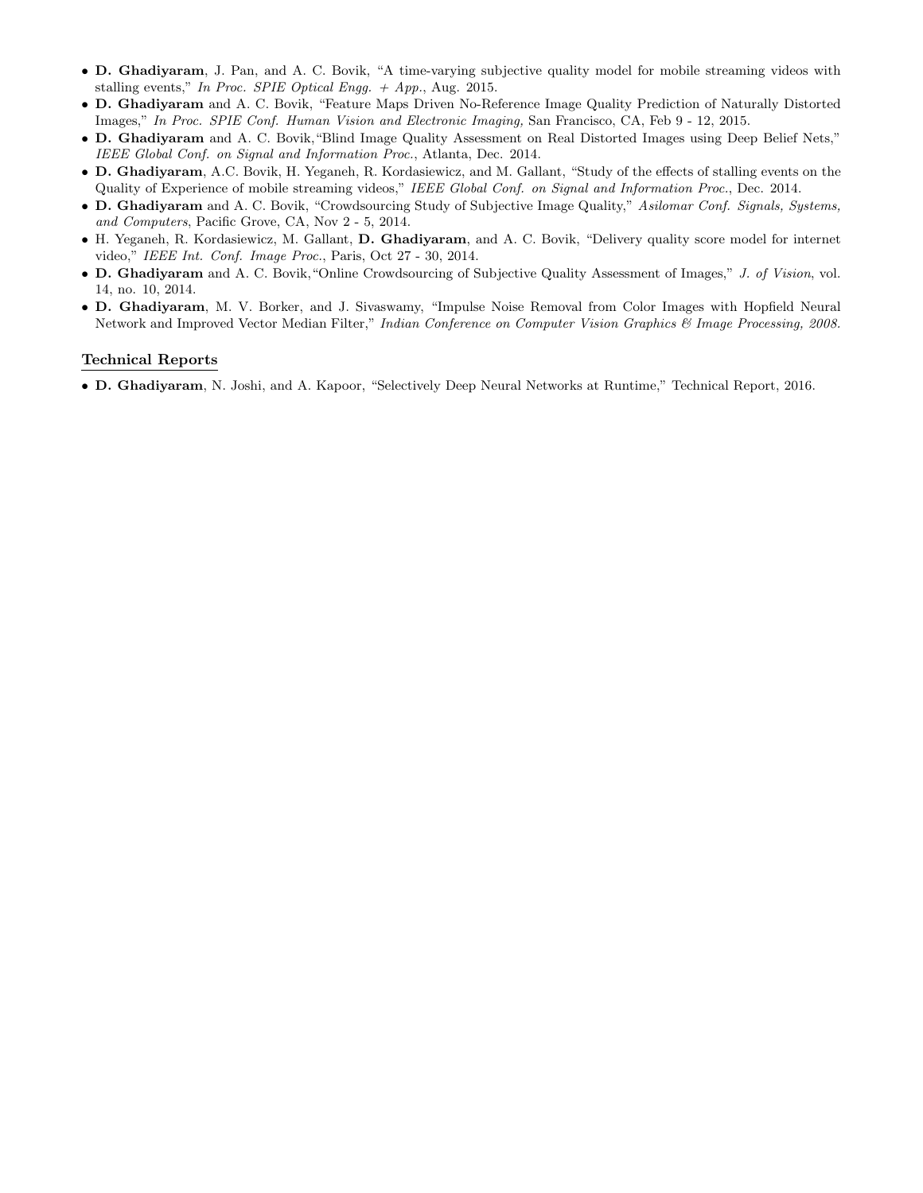- **D. Ghadiyaram**, J. Pan, and A. C. Bovik, "A time-varying subjective quality model for mobile streaming videos with stalling events," *In Proc. SPIE Optical Engg. + App.*, Aug. 2015.
- **D. Ghadiyaram** and A. C. Bovik, "Feature Maps Driven No-Reference Image Quality Prediction of Naturally Distorted Images," *In Proc. SPIE Conf. Human Vision and Electronic Imaging,* San Francisco, CA, Feb 9 - 12, 2015.
- **D. Ghadiyaram** and A. C. Bovik,"Blind Image Quality Assessment on Real Distorted Images using Deep Belief Nets," *IEEE Global Conf. on Signal and Information Proc.*, Atlanta, Dec. 2014.
- **D. Ghadiyaram**, A.C. Bovik, H. Yeganeh, R. Kordasiewicz, and M. Gallant, "Study of the effects of stalling events on the Quality of Experience of mobile streaming videos," *IEEE Global Conf. on Signal and Information Proc.*, Dec. 2014.
- **D. Ghadiyaram** and A. C. Bovik, "Crowdsourcing Study of Subjective Image Quality," *Asilomar Conf. Signals, Systems, and Computers*, Pacific Grove, CA, Nov 2 - 5, 2014.
- H. Yeganeh, R. Kordasiewicz, M. Gallant, **D. Ghadiyaram**, and A. C. Bovik, "Delivery quality score model for internet video," *IEEE Int. Conf. Image Proc.*, Paris, Oct 27 - 30, 2014.
- **D. Ghadiyaram** and A. C. Bovik,"Online Crowdsourcing of Subjective Quality Assessment of Images," *J. of Vision*, vol. 14, no. 10, 2014.
- **D. Ghadiyaram**, M. V. Borker, and J. Sivaswamy, "Impulse Noise Removal from Color Images with Hopfield Neural Network and Improved Vector Median Filter," *Indian Conference on Computer Vision Graphics & Image Processing, 2008.*

## Technical Reports

- **D. Ghadiyaram**, N. Joshi, and A. Kapoor, "Selectively Deep Neural Networks at Runtime," Technical Report, 2016.